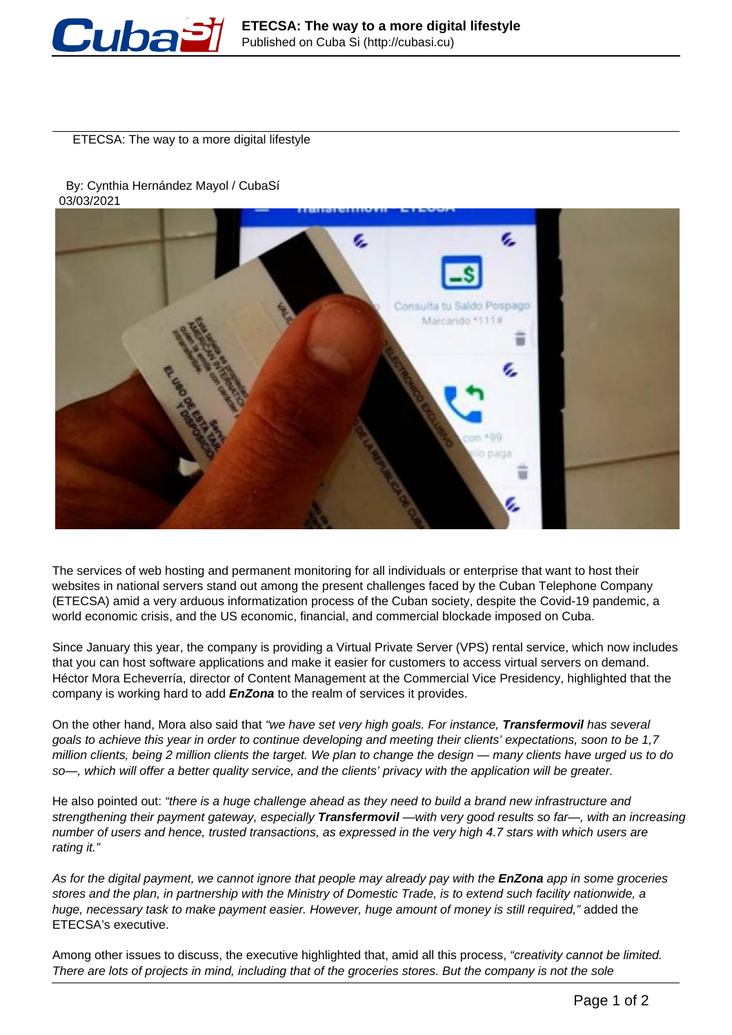# ETECSA: The way to a more digital lifestyle

By: Cynthia Hernández Mayol / CubaSí
03/03/2021

The services of web hosting and permanent monitoring for all individuals or enterprise that want to host their websites in national servers stand out among the present challenges faced by the Cuban Telephone Company (ETECSA) amid a very arduous informatization process of the Cuban society, despite the Covid-19 pandemic, a world economic crisis, and the US economic, financial, and commercial blockade imposed on Cuba.

Since January this year, the company is providing a Virtual Private Server (VPS) rental service, which now includes that you can host software applications and make it easier for customers to access virtual servers on demand. Héctor Mora Echeverría, director of Content Management at the Commercial Vice Presidency, highlighted that the company is working hard to add ***EnZona*** to the realm of services it provides.

On the other hand, Mora also said that *"we have set very high goals. For instance,* ***Transfermovil*** *has several goals to achieve this year in order to continue developing and meeting their clients' expectations, soon to be 1,7 million clients, being 2 million clients the target. We plan to change the design — many clients have urged us to do so—, which will offer a better quality service, and the clients' privacy with the application will be greater.*

He also pointed out: *"there is a huge challenge ahead as they need to build a brand new infrastructure and strengthening their payment gateway, especially* ***Transfermovil*** *—with very good results so far—, with an increasing number of users and hence, trusted transactions, as expressed in the very high 4.7 stars with which users are rating it."*

*As for the digital payment, we cannot ignore that people may already pay with the* ***EnZona*** *app in some groceries stores and the plan, in partnership with the Ministry of Domestic Trade, is to extend such facility nationwide, a huge, necessary task to make payment easier. However, huge amount of money is still required,"* added the ETECSA's executive.

Among other issues to discuss, the executive highlighted that, amid all this process, *"creativity cannot be limited. There are lots of projects in mind, including that of the groceries stores. But the company is not the sole*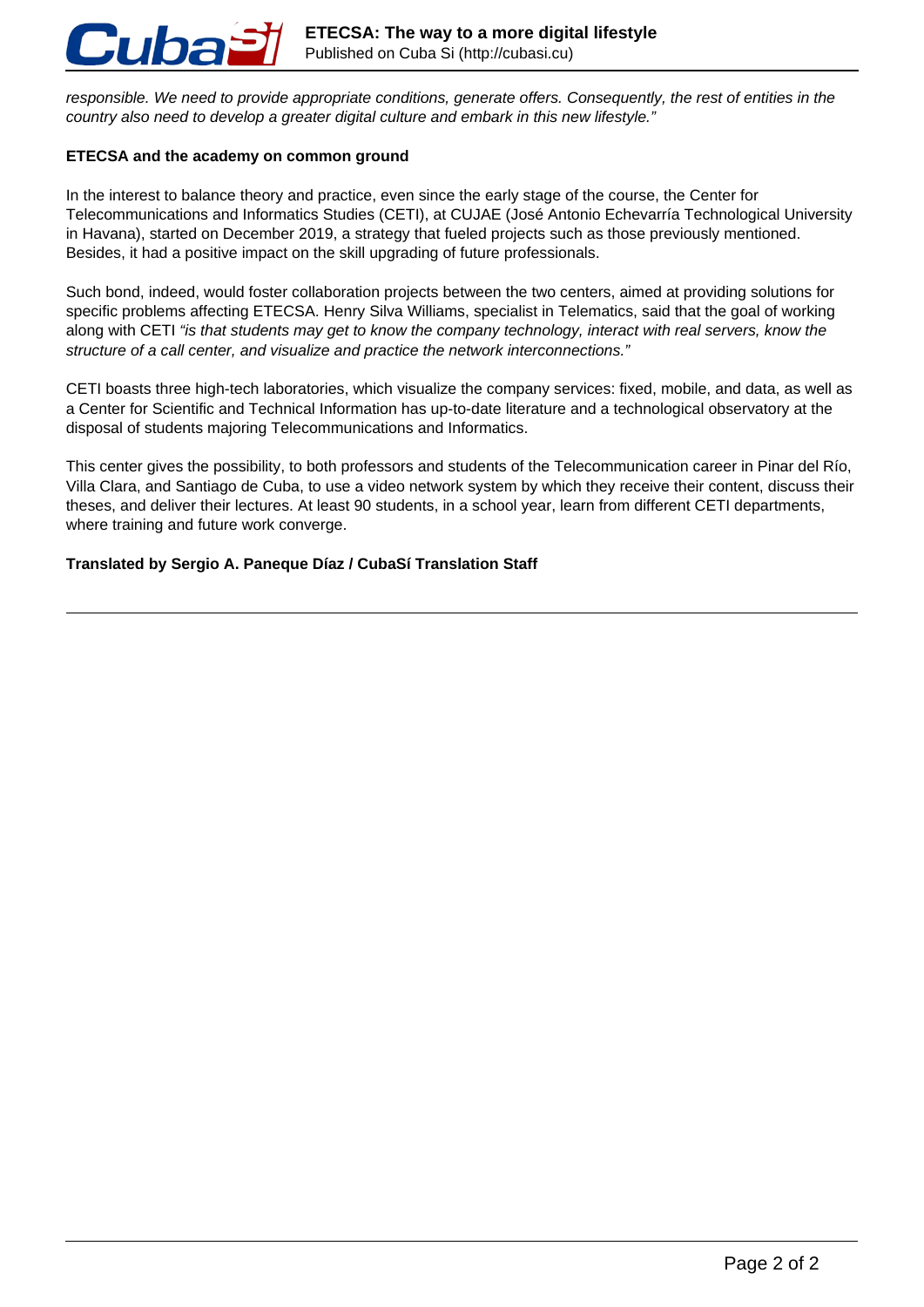*responsible. We need to provide appropriate conditions, generate offers. Consequently, the rest of entities in the country also need to develop a greater digital culture and embark in this new lifestyle."*

**ETECSA and the academy on common ground**

In the interest to balance theory and practice, even since the early stage of the course, the Center for Telecommunications and Informatics Studies (CETI), at CUJAE (José Antonio Echevarría Technological University in Havana), started on December 2019, a strategy that fueled projects such as those previously mentioned. Besides, it had a positive impact on the skill upgrading of future professionals.

Such bond, indeed, would foster collaboration projects between the two centers, aimed at providing solutions for specific problems affecting ETECSA. Henry Silva Williams, specialist in Telematics, said that the goal of working along with CETI *"is that students may get to know the company technology, interact with real servers, know the structure of a call center, and visualize and practice the network interconnections."*

CETI boasts three high-tech laboratories, which visualize the company services: fixed, mobile, and data, as well as a Center for Scientific and Technical Information has up-to-date literature and a technological observatory at the disposal of students majoring Telecommunications and Informatics.

This center gives the possibility, to both professors and students of the Telecommunication career in Pinar del Río, Villa Clara, and Santiago de Cuba, to use a video network system by which they receive their content, discuss their theses, and deliver their lectures. At least 90 students, in a school year, learn from different CETI departments, where training and future work converge.

**Translated by Sergio A. Paneque Díaz / CubaSí Translation Staff**